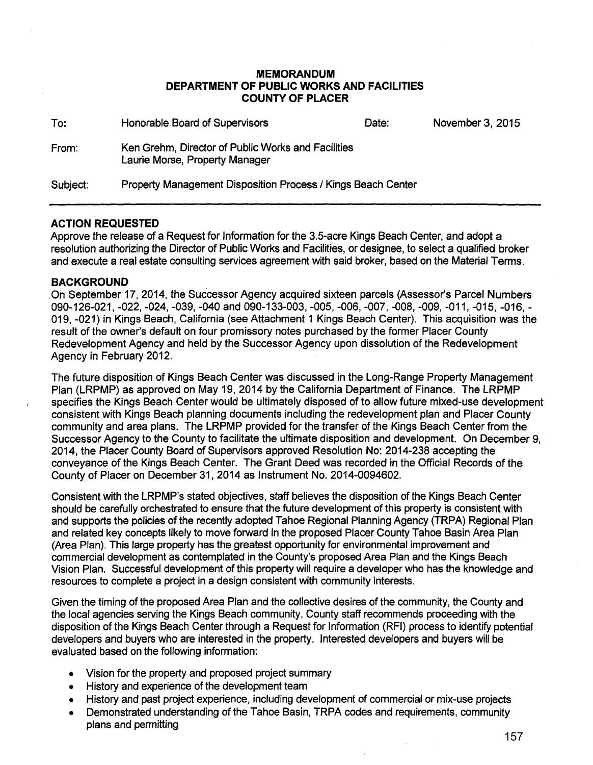**MEMORANDUM**
**DEPARTMENT OF PUBLIC WORKS AND FACILITIES**
**COUNTY OF PLACER**

| | | | |
|---|---|---|---|
| To: | Honorable Board of Supervisors | Date: | November 3, 2015 |
| From: | Ken Grehm, Director of Public Works and Facilities<br>Laurie Morse, Property Manager | | |
| Subject: | Property Management Disposition Process / Kings Beach Center | | |

## ACTION REQUESTED

Approve the release of a Request for Information for the 3.5-acre Kings Beach Center, and adopt a resolution authorizing the Director of Public Works and Facilities, or designee, to select a qualified broker and execute a real estate consulting services agreement with said broker, based on the Material Terms.

## BACKGROUND

On September 17, 2014, the Successor Agency acquired sixteen parcels (Assessor's Parcel Numbers 090-126-021, -022, -024, -039, -040 and 090-133-003, -005, -006, -007, -008, -009, -011, -015, -016, -019, -021) in Kings Beach, California (see Attachment 1 Kings Beach Center). This acquisition was the result of the owner's default on four promissory notes purchased by the former Placer County Redevelopment Agency and held by the Successor Agency upon dissolution of the Redevelopment Agency in February 2012.

The future disposition of Kings Beach Center was discussed in the Long-Range Property Management Plan (LRPMP) as approved on May 19, 2014 by the California Department of Finance. The LRPMP specifies the Kings Beach Center would be ultimately disposed of to allow future mixed-use development consistent with Kings Beach planning documents including the redevelopment plan and Placer County community and area plans. The LRPMP provided for the transfer of the Kings Beach Center from the Successor Agency to the County to facilitate the ultimate disposition and development. On December 9, 2014, the Placer County Board of Supervisors approved Resolution No: 2014-238 accepting the conveyance of the Kings Beach Center. The Grant Deed was recorded in the Official Records of the County of Placer on December 31, 2014 as Instrument No. 2014-0094602.

Consistent with the LRPMP's stated objectives, staff believes the disposition of the Kings Beach Center should be carefully orchestrated to ensure that the future development of this property is consistent with and supports the policies of the recently adopted Tahoe Regional Planning Agency (TRPA) Regional Plan and related key concepts likely to move forward in the proposed Placer County Tahoe Basin Area Plan (Area Plan). This large property has the greatest opportunity for environmental improvement and commercial development as contemplated in the County's proposed Area Plan and the Kings Beach Vision Plan. Successful development of this property will require a developer who has the knowledge and resources to complete a project in a design consistent with community interests.

Given the timing of the proposed Area Plan and the collective desires of the community, the County and the local agencies serving the Kings Beach community, County staff recommends proceeding with the disposition of the Kings Beach Center through a Request for Information (RFI) process to identify potential developers and buyers who are interested in the property. Interested developers and buyers will be evaluated based on the following information:

- Vision for the property and proposed project summary
- History and experience of the development team
- History and past project experience, including development of commercial or mix-use projects
- Demonstrated understanding of the Tahoe Basin, TRPA codes and requirements, community plans and permitting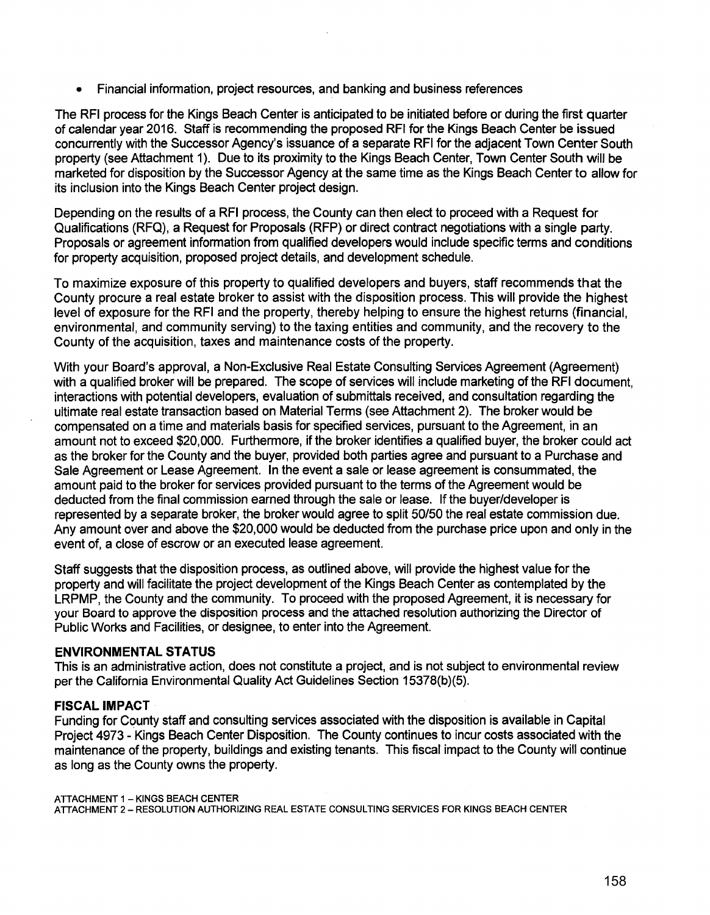- Financial information, project resources, and banking and business references

The RFI process for the Kings Beach Center is anticipated to be initiated before or during the first quarter of calendar year 2016. Staff is recommending the proposed RFI for the Kings Beach Center be issued concurrently with the Successor Agency's issuance of a separate RFI for the adjacent Town Center South property (see Attachment 1). Due to its proximity to the Kings Beach Center, Town Center South will be marketed for disposition by the Successor Agency at the same time as the Kings Beach Center to allow for its inclusion into the Kings Beach Center project design.

Depending on the results of a RFI process, the County can then elect to proceed with a Request for Qualifications (RFQ), a Request for Proposals (RFP) or direct contract negotiations with a single party. Proposals or agreement information from qualified developers would include specific terms and conditions for property acquisition, proposed project details, and development schedule.

To maximize exposure of this property to qualified developers and buyers, staff recommends that the County procure a real estate broker to assist with the disposition process. This will provide the highest level of exposure for the RFI and the property, thereby helping to ensure the highest returns (financial, environmental, and community serving) to the taxing entities and community, and the recovery to the County of the acquisition, taxes and maintenance costs of the property.

With your Board's approval, a Non-Exclusive Real Estate Consulting Services Agreement (Agreement) with a qualified broker will be prepared. The scope of services will include marketing of the RFI document, interactions with potential developers, evaluation of submittals received, and consultation regarding the ultimate real estate transaction based on Material Terms (see Attachment 2). The broker would be compensated on a time and materials basis for specified services, pursuant to the Agreement, in an amount not to exceed $20,000. Furthermore, if the broker identifies a qualified buyer, the broker could act as the broker for the County and the buyer, provided both parties agree and pursuant to a Purchase and Sale Agreement or Lease Agreement. In the event a sale or lease agreement is consummated, the amount paid to the broker for services provided pursuant to the terms of the Agreement would be deducted from the final commission earned through the sale or lease. If the buyer/developer is represented by a separate broker, the broker would agree to split 50/50 the real estate commission due. Any amount over and above the $20,000 would be deducted from the purchase price upon and only in the event of, a close of escrow or an executed lease agreement.

Staff suggests that the disposition process, as outlined above, will provide the highest value for the property and will facilitate the project development of the Kings Beach Center as contemplated by the LRPMP, the County and the community. To proceed with the proposed Agreement, it is necessary for your Board to approve the disposition process and the attached resolution authorizing the Director of Public Works and Facilities, or designee, to enter into the Agreement.

## ENVIRONMENTAL STATUS

This is an administrative action, does not constitute a project, and is not subject to environmental review per the California Environmental Quality Act Guidelines Section 15378(b)(5).

## FISCAL IMPACT

Funding for County staff and consulting services associated with the disposition is available in Capital Project 4973 - Kings Beach Center Disposition. The County continues to incur costs associated with the maintenance of the property, buildings and existing tenants. This fiscal impact to the County will continue as long as the County owns the property.

ATTACHMENT 1 – KINGS BEACH CENTER
ATTACHMENT 2 – RESOLUTION AUTHORIZING REAL ESTATE CONSULTING SERVICES FOR KINGS BEACH CENTER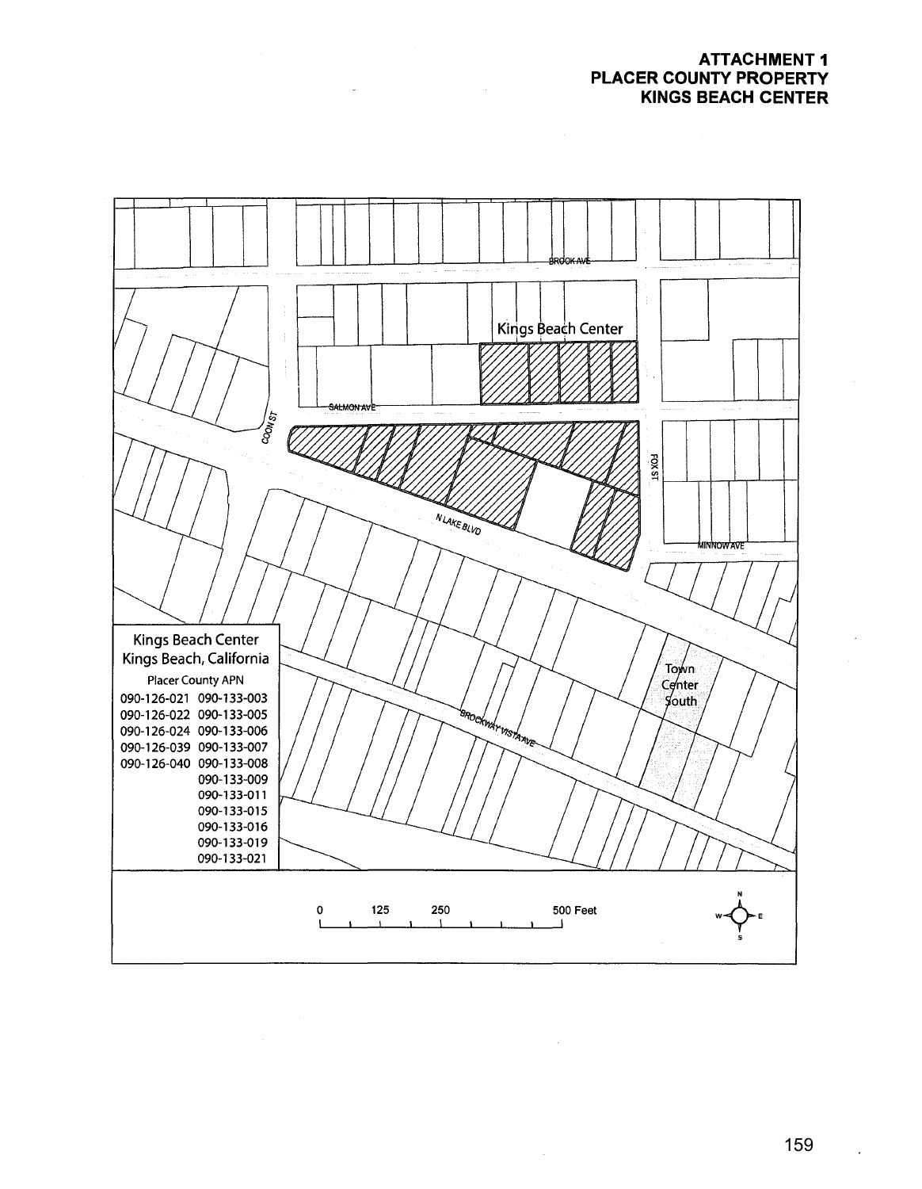**ATTACHMENT 1**
**PLACER COUNTY PROPERTY**
**KINGS BEACH CENTER**

BROOK AVE

Kings Beach Center

SALMON AVE

COON ST

FOX ST

MINNOW AVE

N LAKE BLVD

BROCKWAY VISTA AVE

Town Center South

Kings Beach Center
Kings Beach, California

Placer County APN

| | |
|---|---|
| 090-126-021 | 090-133-003 |
| 090-126-022 | 090-133-005 |
| 090-126-024 | 090-133-006 |
| 090-126-039 | 090-133-007 |
| 090-126-040 | 090-133-008 |
| | 090-133-009 |
| | 090-133-011 |
| | 090-133-015 |
| | 090-133-016 |
| | 090-133-019 |
| | 090-133-021 |

0 125 250 500 Feet

N W E S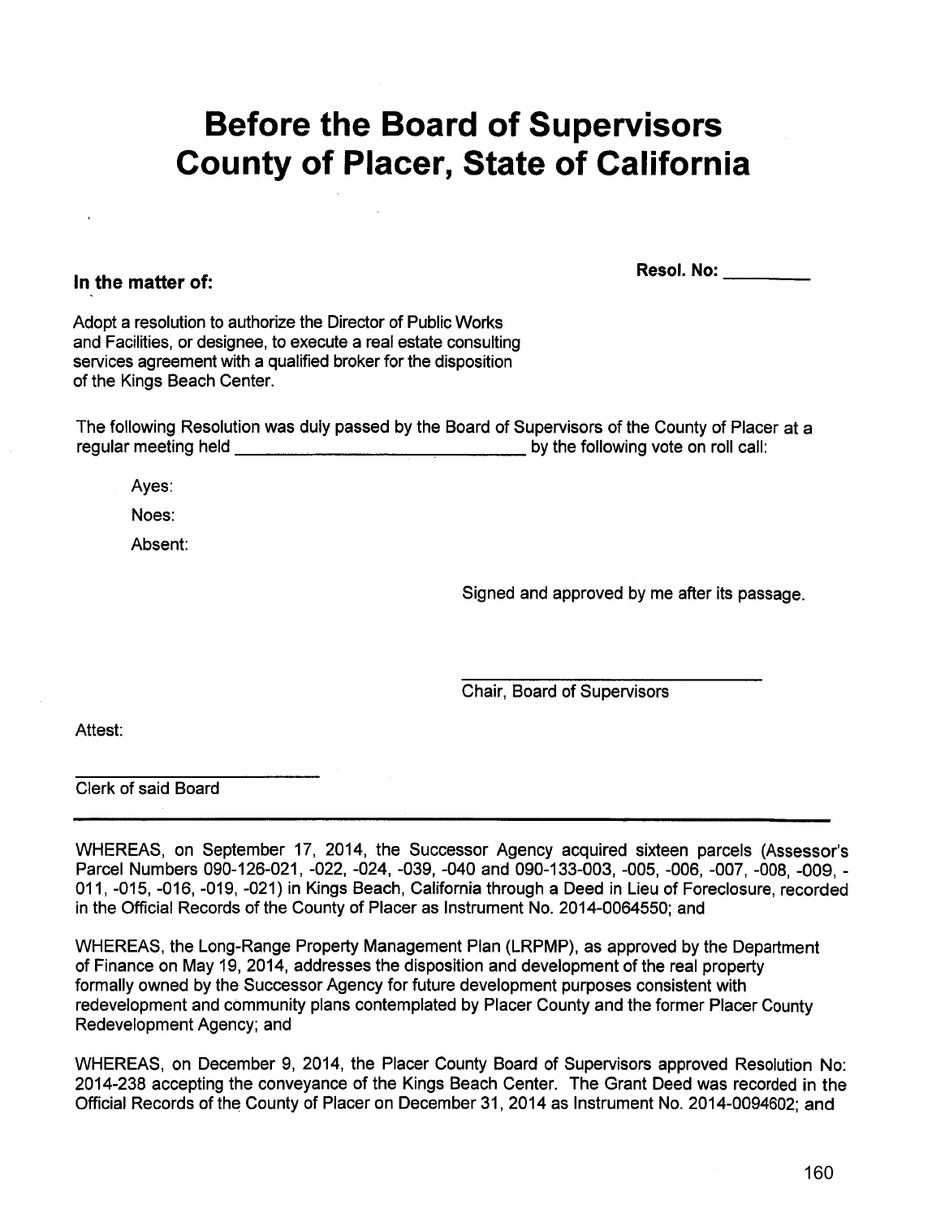# Before the Board of Supervisors County of Placer, State of California

**In the matter of:**

**Resol. No:** _________

Adopt a resolution to authorize the Director of Public Works and Facilities, or designee, to execute a real estate consulting services agreement with a qualified broker for the disposition of the Kings Beach Center.

The following Resolution was duly passed by the Board of Supervisors of the County of Placer at a regular meeting held ______________________________ by the following vote on roll call:

Ayes:

Noes:

Absent:

Signed and approved by me after its passage.

_____________________________
Chair, Board of Supervisors

Attest:

_________________________
Clerk of said Board

---

WHEREAS, on September 17, 2014, the Successor Agency acquired sixteen parcels (Assessor's Parcel Numbers 090-126-021, -022, -024, -039, -040 and 090-133-003, -005, -006, -007, -008, -009, -011, -015, -016, -019, -021) in Kings Beach, California through a Deed in Lieu of Foreclosure, recorded in the Official Records of the County of Placer as Instrument No. 2014-0064550; and

WHEREAS, the Long-Range Property Management Plan (LRPMP), as approved by the Department of Finance on May 19, 2014, addresses the disposition and development of the real property formally owned by the Successor Agency for future development purposes consistent with redevelopment and community plans contemplated by Placer County and the former Placer County Redevelopment Agency; and

WHEREAS, on December 9, 2014, the Placer County Board of Supervisors approved Resolution No: 2014-238 accepting the conveyance of the Kings Beach Center. The Grant Deed was recorded in the Official Records of the County of Placer on December 31, 2014 as Instrument No. 2014-0094602; and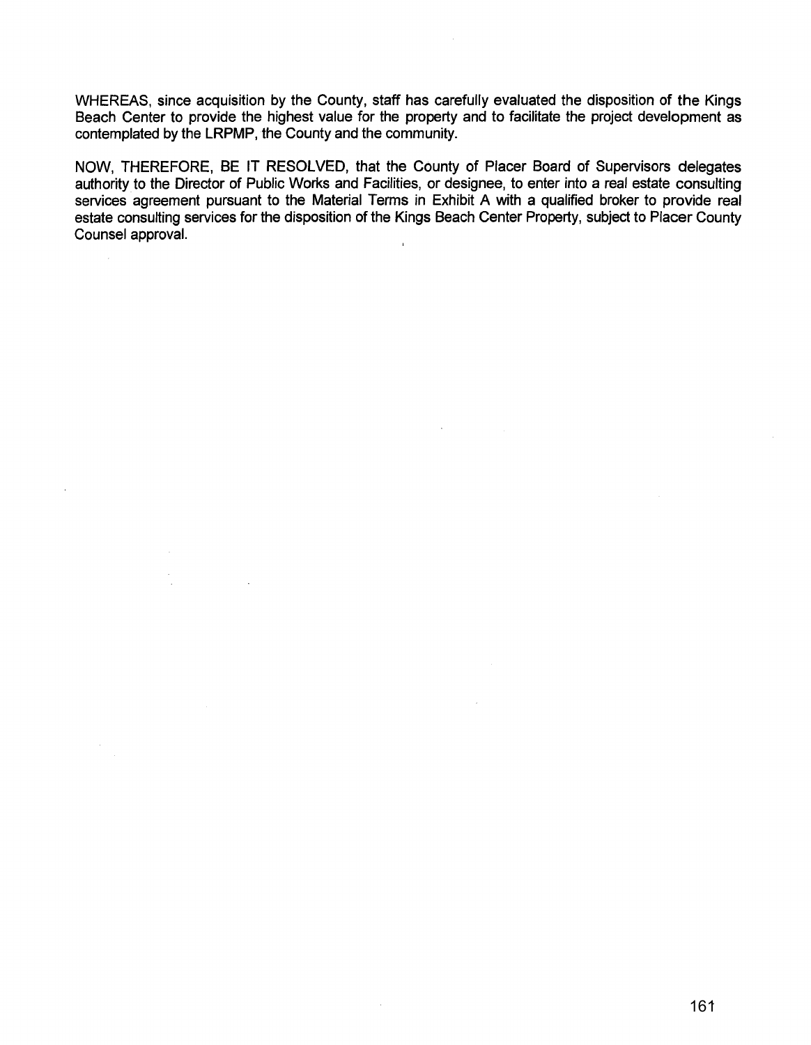WHEREAS, since acquisition by the County, staff has carefully evaluated the disposition of the Kings Beach Center to provide the highest value for the property and to facilitate the project development as contemplated by the LRPMP, the County and the community.

NOW, THEREFORE, BE IT RESOLVED, that the County of Placer Board of Supervisors delegates authority to the Director of Public Works and Facilities, or designee, to enter into a real estate consulting services agreement pursuant to the Material Terms in Exhibit A with a qualified broker to provide real estate consulting services for the disposition of the Kings Beach Center Property, subject to Placer County Counsel approval.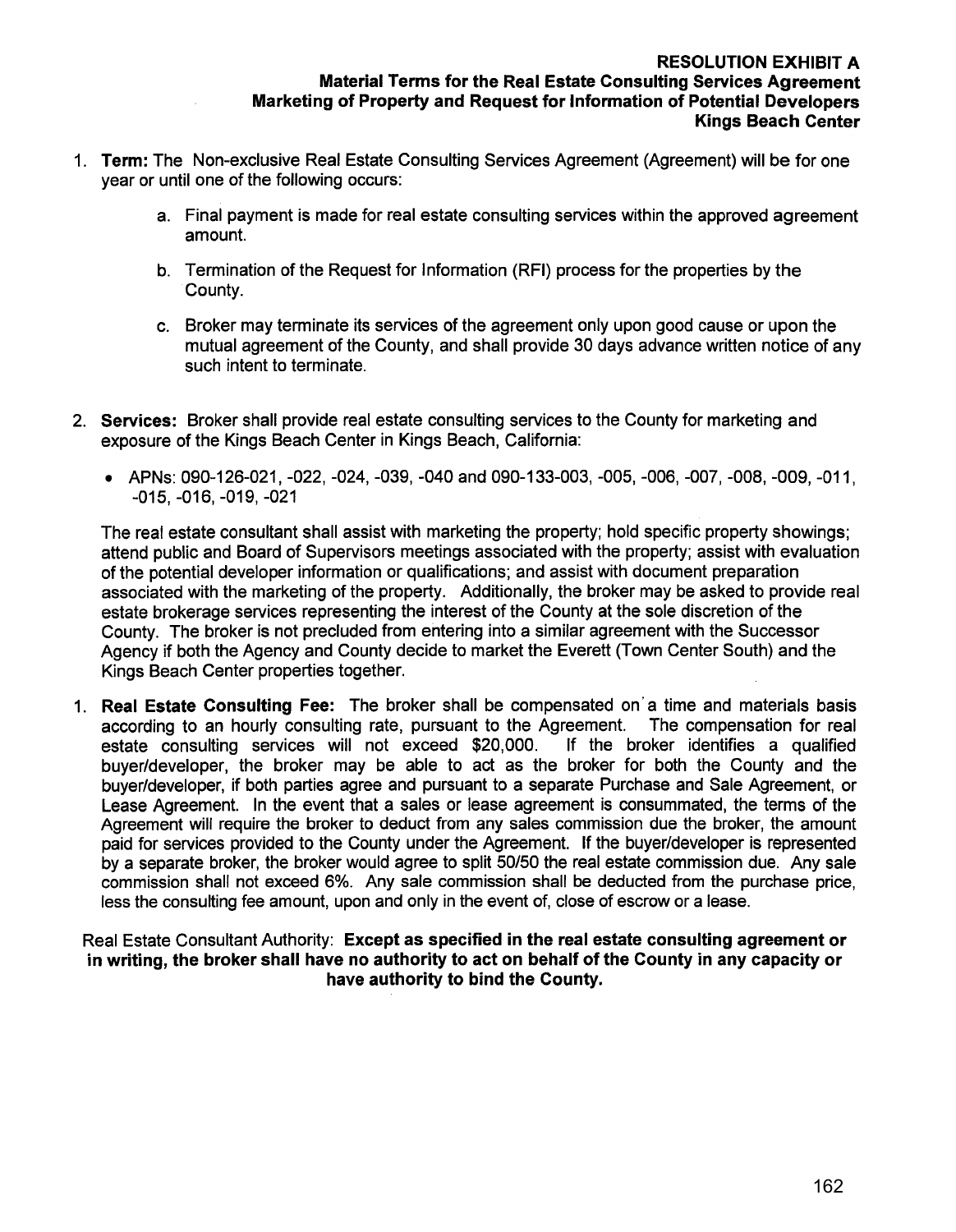**RESOLUTION EXHIBIT A**
**Material Terms for the Real Estate Consulting Services Agreement**
**Marketing of Property and Request for Information of Potential Developers**
**Kings Beach Center**

1. **Term:** The Non-exclusive Real Estate Consulting Services Agreement (Agreement) will be for one year or until one of the following occurs:

    a. Final payment is made for real estate consulting services within the approved agreement amount.

    b. Termination of the Request for Information (RFI) process for the properties by the County.

    c. Broker may terminate its services of the agreement only upon good cause or upon the mutual agreement of the County, and shall provide 30 days advance written notice of any such intent to terminate.

2. **Services:** Broker shall provide real estate consulting services to the County for marketing and exposure of the Kings Beach Center in Kings Beach, California:

    - APNs: 090-126-021, -022, -024, -039, -040 and 090-133-003, -005, -006, -007, -008, -009, -011, -015, -016, -019, -021

    The real estate consultant shall assist with marketing the property; hold specific property showings; attend public and Board of Supervisors meetings associated with the property; assist with evaluation of the potential developer information or qualifications; and assist with document preparation associated with the marketing of the property. Additionally, the broker may be asked to provide real estate brokerage services representing the interest of the County at the sole discretion of the County. The broker is not precluded from entering into a similar agreement with the Successor Agency if both the Agency and County decide to market the Everett (Town Center South) and the Kings Beach Center properties together.

1. **Real Estate Consulting Fee:** The broker shall be compensated on a time and materials basis according to an hourly consulting rate, pursuant to the Agreement. The compensation for real estate consulting services will not exceed \$20,000. If the broker identifies a qualified buyer/developer, the broker may be able to act as the broker for both the County and the buyer/developer, if both parties agree and pursuant to a separate Purchase and Sale Agreement, or Lease Agreement. In the event that a sales or lease agreement is consummated, the terms of the Agreement will require the broker to deduct from any sales commission due the broker, the amount paid for services provided to the County under the Agreement. If the buyer/developer is represented by a separate broker, the broker would agree to split 50/50 the real estate commission due. Any sale commission shall not exceed 6%. Any sale commission shall be deducted from the purchase price, less the consulting fee amount, upon and only in the event of, close of escrow or a lease.

Real Estate Consultant Authority: **Except as specified in the real estate consulting agreement or in writing, the broker shall have no authority to act on behalf of the County in any capacity or have authority to bind the County.**